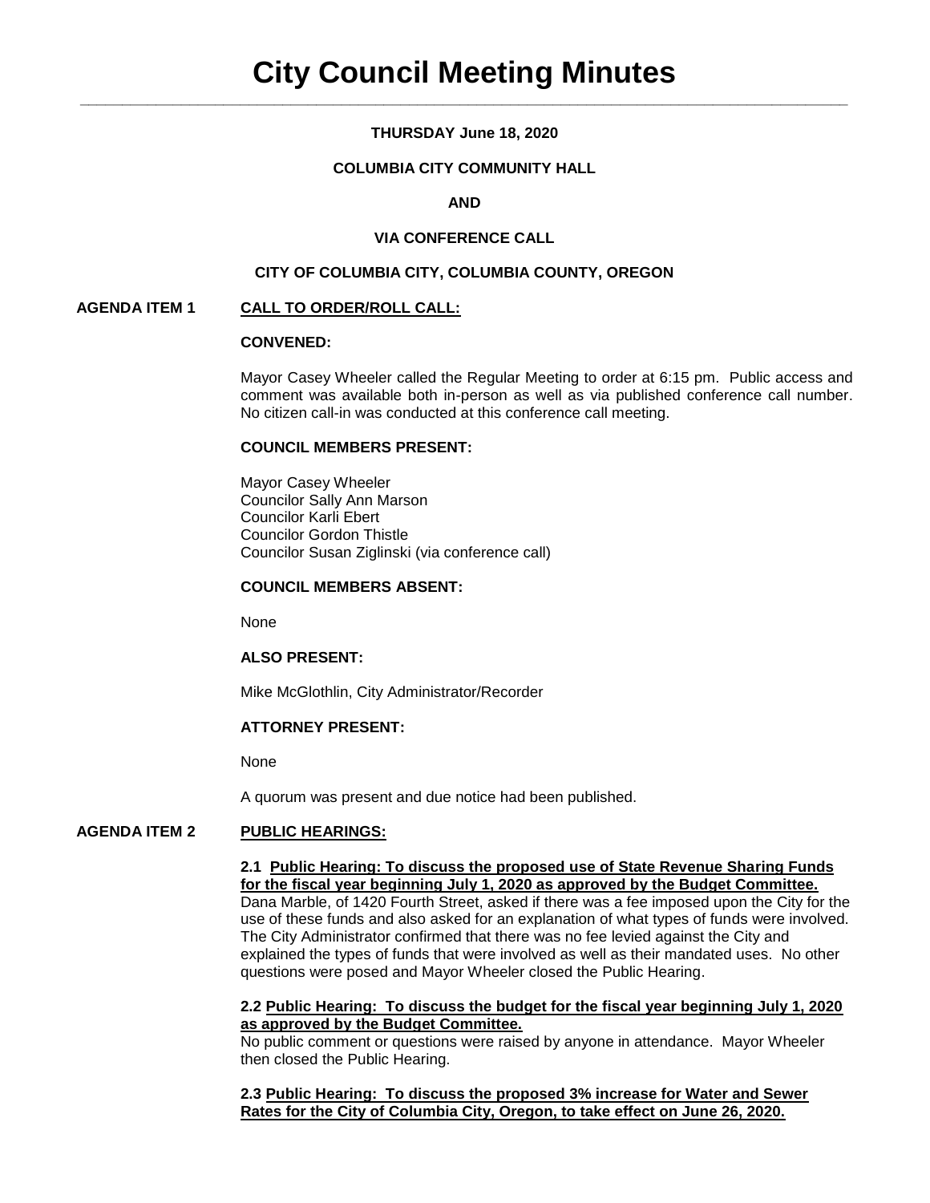# City Council Meeting Minutes

**THURSDAY June 18, 2020**

**COLUMBIA CITY COMMUNITY HALL**

**AND**

**VIA CONFERENCE CALL**

**CITY OF COLUMBIA CITY, COLUMBIA COUNTY, OREGON**

**AGENDA ITEM 1** **CALL TO ORDER/ROLL CALL:**

**CONVENED:**

Mayor Casey Wheeler called the Regular Meeting to order at 6:15 pm. Public access and comment was available both in-person as well as via published conference call number. No citizen call-in was conducted at this conference call meeting.

**COUNCIL MEMBERS PRESENT:**

Mayor Casey Wheeler
Councilor Sally Ann Marson
Councilor Karli Ebert
Councilor Gordon Thistle
Councilor Susan Ziglinski (via conference call)

**COUNCIL MEMBERS ABSENT:**

None

**ALSO PRESENT:**

Mike McGlothlin, City Administrator/Recorder

**ATTORNEY PRESENT:**

None

A quorum was present and due notice had been published.

**AGENDA ITEM 2** **PUBLIC HEARINGS:**

**2.1 Public Hearing: To discuss the proposed use of State Revenue Sharing Funds for the fiscal year beginning July 1, 2020 as approved by the Budget Committee.**
Dana Marble, of 1420 Fourth Street, asked if there was a fee imposed upon the City for the use of these funds and also asked for an explanation of what types of funds were involved. The City Administrator confirmed that there was no fee levied against the City and explained the types of funds that were involved as well as their mandated uses. No other questions were posed and Mayor Wheeler closed the Public Hearing.

**2.2 Public Hearing: To discuss the budget for the fiscal year beginning July 1, 2020 as approved by the Budget Committee.**
No public comment or questions were raised by anyone in attendance. Mayor Wheeler then closed the Public Hearing.

**2.3 Public Hearing: To discuss the proposed 3% increase for Water and Sewer Rates for the City of Columbia City, Oregon, to take effect on June 26, 2020.**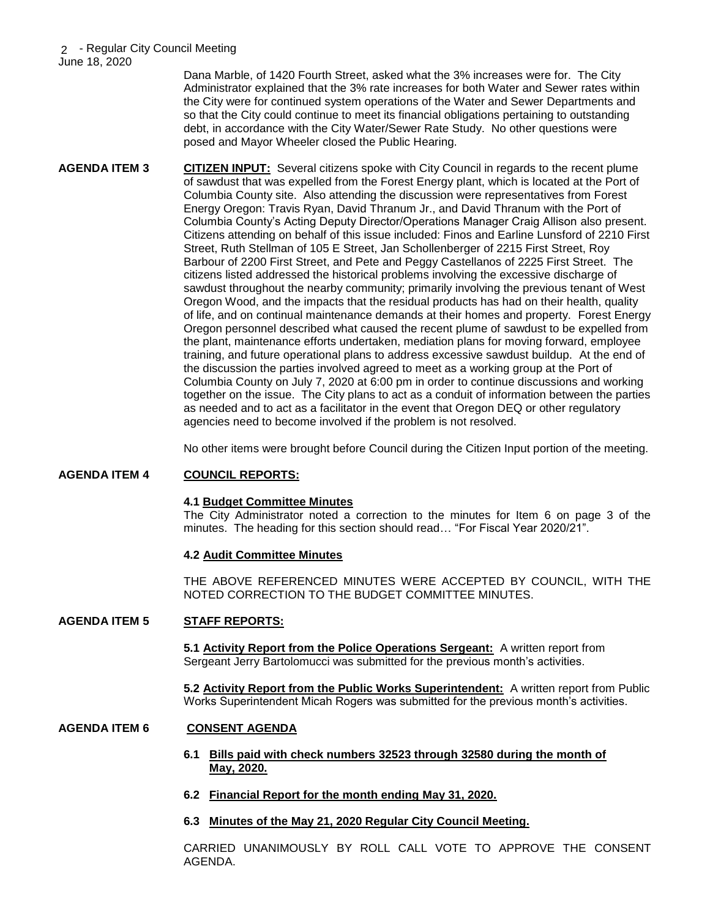Dana Marble, of 1420 Fourth Street, asked what the 3% increases were for. The City Administrator explained that the 3% rate increases for both Water and Sewer rates within the City were for continued system operations of the Water and Sewer Departments and so that the City could continue to meet its financial obligations pertaining to outstanding debt, in accordance with the City Water/Sewer Rate Study. No other questions were posed and Mayor Wheeler closed the Public Hearing.

**AGENDA ITEM 3** **CITIZEN INPUT:** Several citizens spoke with City Council in regards to the recent plume of sawdust that was expelled from the Forest Energy plant, which is located at the Port of Columbia County site. Also attending the discussion were representatives from Forest Energy Oregon: Travis Ryan, David Thranum Jr., and David Thranum with the Port of Columbia County's Acting Deputy Director/Operations Manager Craig Allison also present. Citizens attending on behalf of this issue included: Finos and Earline Lunsford of 2210 First Street, Ruth Stellman of 105 E Street, Jan Schollenberger of 2215 First Street, Roy Barbour of 2200 First Street, and Pete and Peggy Castellanos of 2225 First Street. The citizens listed addressed the historical problems involving the excessive discharge of sawdust throughout the nearby community; primarily involving the previous tenant of West Oregon Wood, and the impacts that the residual products has had on their health, quality of life, and on continual maintenance demands at their homes and property. Forest Energy Oregon personnel described what caused the recent plume of sawdust to be expelled from the plant, maintenance efforts undertaken, mediation plans for moving forward, employee training, and future operational plans to address excessive sawdust buildup. At the end of the discussion the parties involved agreed to meet as a working group at the Port of Columbia County on July 7, 2020 at 6:00 pm in order to continue discussions and working together on the issue. The City plans to act as a conduit of information between the parties as needed and to act as a facilitator in the event that Oregon DEQ or other regulatory agencies need to become involved if the problem is not resolved.

No other items were brought before Council during the Citizen Input portion of the meeting.

**AGENDA ITEM 4** **COUNCIL REPORTS:**

**4.1 Budget Committee Minutes**
The City Administrator noted a correction to the minutes for Item 6 on page 3 of the minutes. The heading for this section should read… "For Fiscal Year 2020/21".

**4.2 Audit Committee Minutes**

THE ABOVE REFERENCED MINUTES WERE ACCEPTED BY COUNCIL, WITH THE NOTED CORRECTION TO THE BUDGET COMMITTEE MINUTES.

**AGENDA ITEM 5** **STAFF REPORTS:**

**5.1 Activity Report from the Police Operations Sergeant:** A written report from Sergeant Jerry Bartolomucci was submitted for the previous month's activities.

**5.2 Activity Report from the Public Works Superintendent:** A written report from Public Works Superintendent Micah Rogers was submitted for the previous month's activities.

**AGENDA ITEM 6** **CONSENT AGENDA**

**6.1 Bills paid with check numbers 32523 through 32580 during the month of May, 2020.**

**6.2 Financial Report for the month ending May 31, 2020.**

**6.3 Minutes of the May 21, 2020 Regular City Council Meeting.**

CARRIED UNANIMOUSLY BY ROLL CALL VOTE TO APPROVE THE CONSENT AGENDA.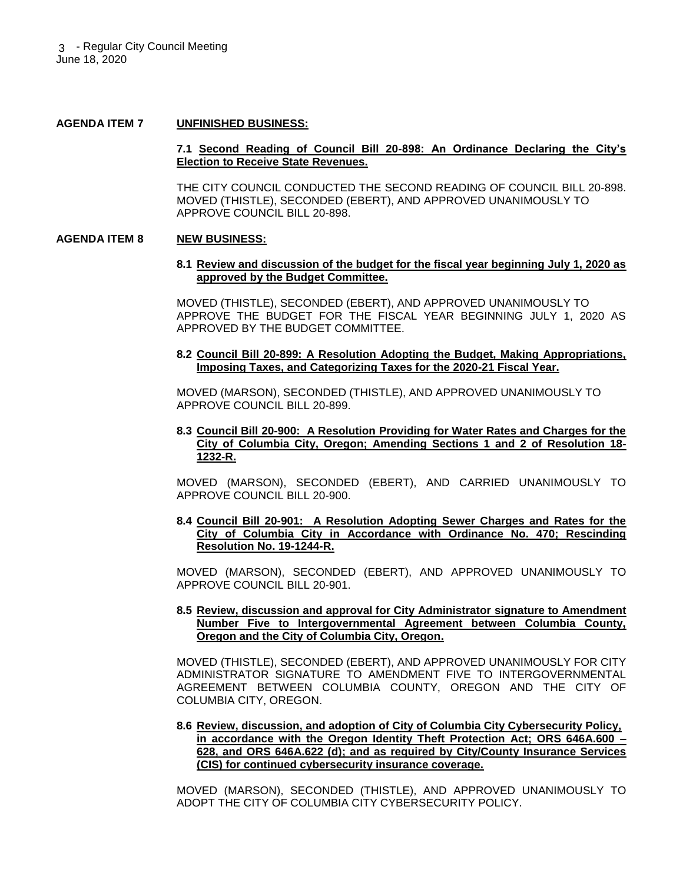**AGENDA ITEM 7 UNFINISHED BUSINESS:**

**7.1 Second Reading of Council Bill 20-898: An Ordinance Declaring the City's Election to Receive State Revenues.**

THE CITY COUNCIL CONDUCTED THE SECOND READING OF COUNCIL BILL 20-898. MOVED (THISTLE), SECONDED (EBERT), AND APPROVED UNANIMOUSLY TO APPROVE COUNCIL BILL 20-898.

**AGENDA ITEM 8 NEW BUSINESS:**

**8.1 Review and discussion of the budget for the fiscal year beginning July 1, 2020 as approved by the Budget Committee.**

MOVED (THISTLE), SECONDED (EBERT), AND APPROVED UNANIMOUSLY TO APPROVE THE BUDGET FOR THE FISCAL YEAR BEGINNING JULY 1, 2020 AS APPROVED BY THE BUDGET COMMITTEE.

**8.2 Council Bill 20-899: A Resolution Adopting the Budget, Making Appropriations, Imposing Taxes, and Categorizing Taxes for the 2020-21 Fiscal Year.**

MOVED (MARSON), SECONDED (THISTLE), AND APPROVED UNANIMOUSLY TO APPROVE COUNCIL BILL 20-899.

**8.3 Council Bill 20-900: A Resolution Providing for Water Rates and Charges for the City of Columbia City, Oregon; Amending Sections 1 and 2 of Resolution 18-1232-R.**

MOVED (MARSON), SECONDED (EBERT), AND CARRIED UNANIMOUSLY TO APPROVE COUNCIL BILL 20-900.

**8.4 Council Bill 20-901: A Resolution Adopting Sewer Charges and Rates for the City of Columbia City in Accordance with Ordinance No. 470; Rescinding Resolution No. 19-1244-R.**

MOVED (MARSON), SECONDED (EBERT), AND APPROVED UNANIMOUSLY TO APPROVE COUNCIL BILL 20-901.

**8.5 Review, discussion and approval for City Administrator signature to Amendment Number Five to Intergovernmental Agreement between Columbia County, Oregon and the City of Columbia City, Oregon.**

MOVED (THISTLE), SECONDED (EBERT), AND APPROVED UNANIMOUSLY FOR CITY ADMINISTRATOR SIGNATURE TO AMENDMENT FIVE TO INTERGOVERNMENTAL AGREEMENT BETWEEN COLUMBIA COUNTY, OREGON AND THE CITY OF COLUMBIA CITY, OREGON.

**8.6 Review, discussion, and adoption of City of Columbia City Cybersecurity Policy, in accordance with the Oregon Identity Theft Protection Act; ORS 646A.600 – 628, and ORS 646A.622 (d); and as required by City/County Insurance Services (CIS) for continued cybersecurity insurance coverage.**

MOVED (MARSON), SECONDED (THISTLE), AND APPROVED UNANIMOUSLY TO ADOPT THE CITY OF COLUMBIA CITY CYBERSECURITY POLICY.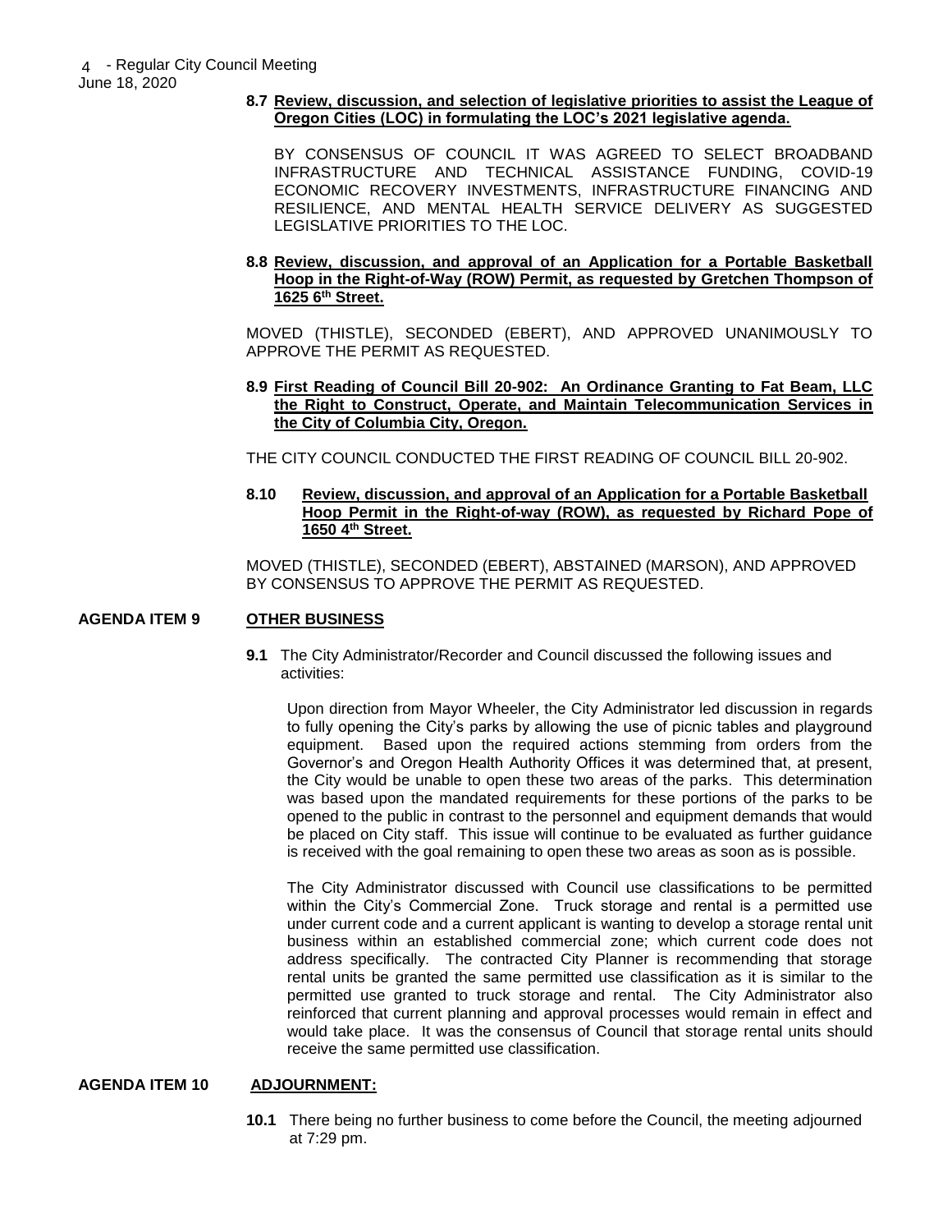**8.7 Review, discussion, and selection of legislative priorities to assist the League of Oregon Cities (LOC) in formulating the LOC's 2021 legislative agenda.**

BY CONSENSUS OF COUNCIL IT WAS AGREED TO SELECT BROADBAND INFRASTRUCTURE AND TECHNICAL ASSISTANCE FUNDING, COVID-19 ECONOMIC RECOVERY INVESTMENTS, INFRASTRUCTURE FINANCING AND RESILIENCE, AND MENTAL HEALTH SERVICE DELIVERY AS SUGGESTED LEGISLATIVE PRIORITIES TO THE LOC.

**8.8 Review, discussion, and approval of an Application for a Portable Basketball Hoop in the Right-of-Way (ROW) Permit, as requested by Gretchen Thompson of 1625 6th Street.**

MOVED (THISTLE), SECONDED (EBERT), AND APPROVED UNANIMOUSLY TO APPROVE THE PERMIT AS REQUESTED.

**8.9 First Reading of Council Bill 20-902: An Ordinance Granting to Fat Beam, LLC the Right to Construct, Operate, and Maintain Telecommunication Services in the City of Columbia City, Oregon.**

THE CITY COUNCIL CONDUCTED THE FIRST READING OF COUNCIL BILL 20-902.

**8.10 Review, discussion, and approval of an Application for a Portable Basketball Hoop Permit in the Right-of-way (ROW), as requested by Richard Pope of 1650 4th Street.**

MOVED (THISTLE), SECONDED (EBERT), ABSTAINED (MARSON), AND APPROVED BY CONSENSUS TO APPROVE THE PERMIT AS REQUESTED.

## AGENDA ITEM 9 OTHER BUSINESS

**9.1** The City Administrator/Recorder and Council discussed the following issues and activities:

Upon direction from Mayor Wheeler, the City Administrator led discussion in regards to fully opening the City's parks by allowing the use of picnic tables and playground equipment. Based upon the required actions stemming from orders from the Governor's and Oregon Health Authority Offices it was determined that, at present, the City would be unable to open these two areas of the parks. This determination was based upon the mandated requirements for these portions of the parks to be opened to the public in contrast to the personnel and equipment demands that would be placed on City staff. This issue will continue to be evaluated as further guidance is received with the goal remaining to open these two areas as soon as is possible.

The City Administrator discussed with Council use classifications to be permitted within the City's Commercial Zone. Truck storage and rental is a permitted use under current code and a current applicant is wanting to develop a storage rental unit business within an established commercial zone; which current code does not address specifically. The contracted City Planner is recommending that storage rental units be granted the same permitted use classification as it is similar to the permitted use granted to truck storage and rental. The City Administrator also reinforced that current planning and approval processes would remain in effect and would take place. It was the consensus of Council that storage rental units should receive the same permitted use classification.

## AGENDA ITEM 10 ADJOURNMENT:

**10.1** There being no further business to come before the Council, the meeting adjourned at 7:29 pm.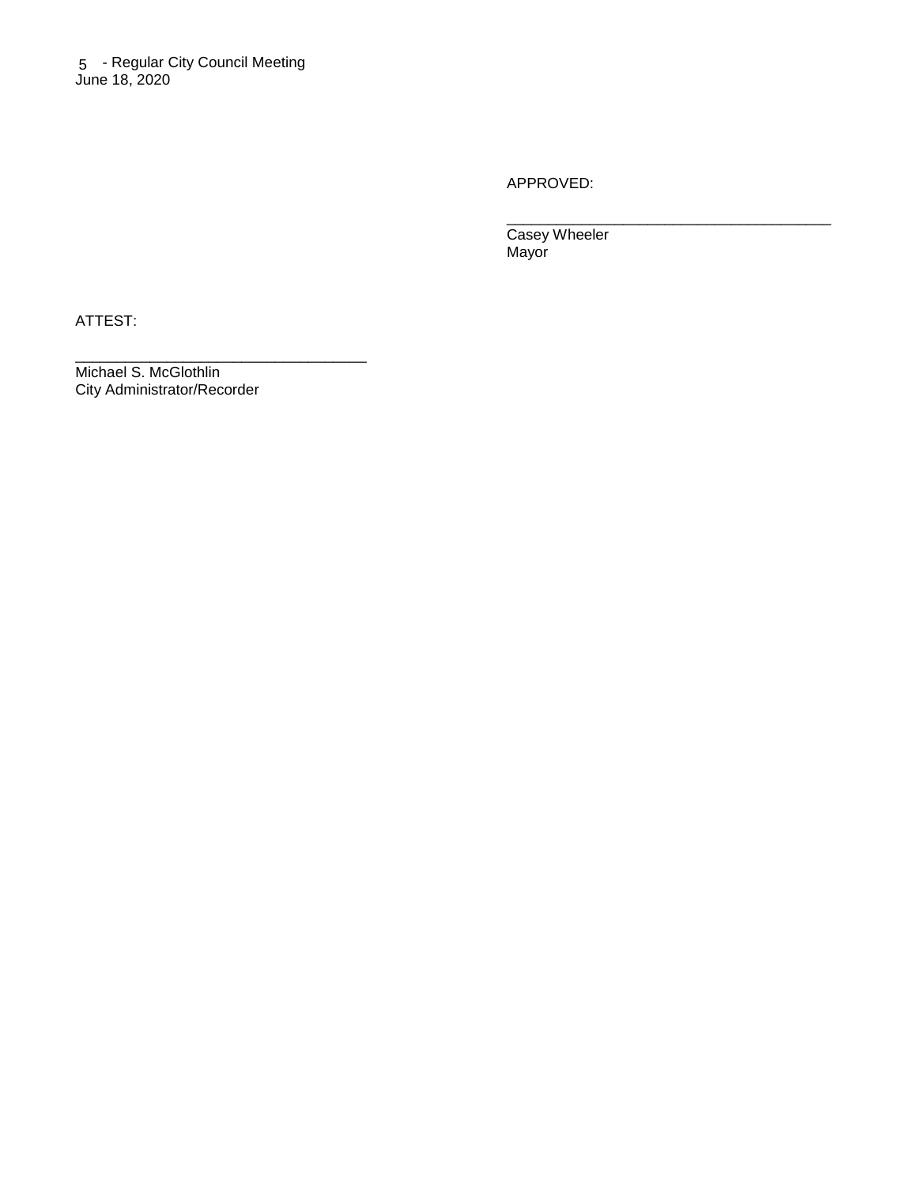APPROVED:

\_\_\_\_\_\_\_\_\_\_\_\_\_\_\_\_\_\_\_\_\_\_\_\_\_\_\_\_\_\_\_\_\_\_\_\_\_\_\_

Casey Wheeler
Mayor

ATTEST:

\_\_\_\_\_\_\_\_\_\_\_\_\_\_\_\_\_\_\_\_\_\_\_\_\_\_\_\_\_\_\_\_\_\_\_\_

Michael S. McGlothlin
City Administrator/Recorder